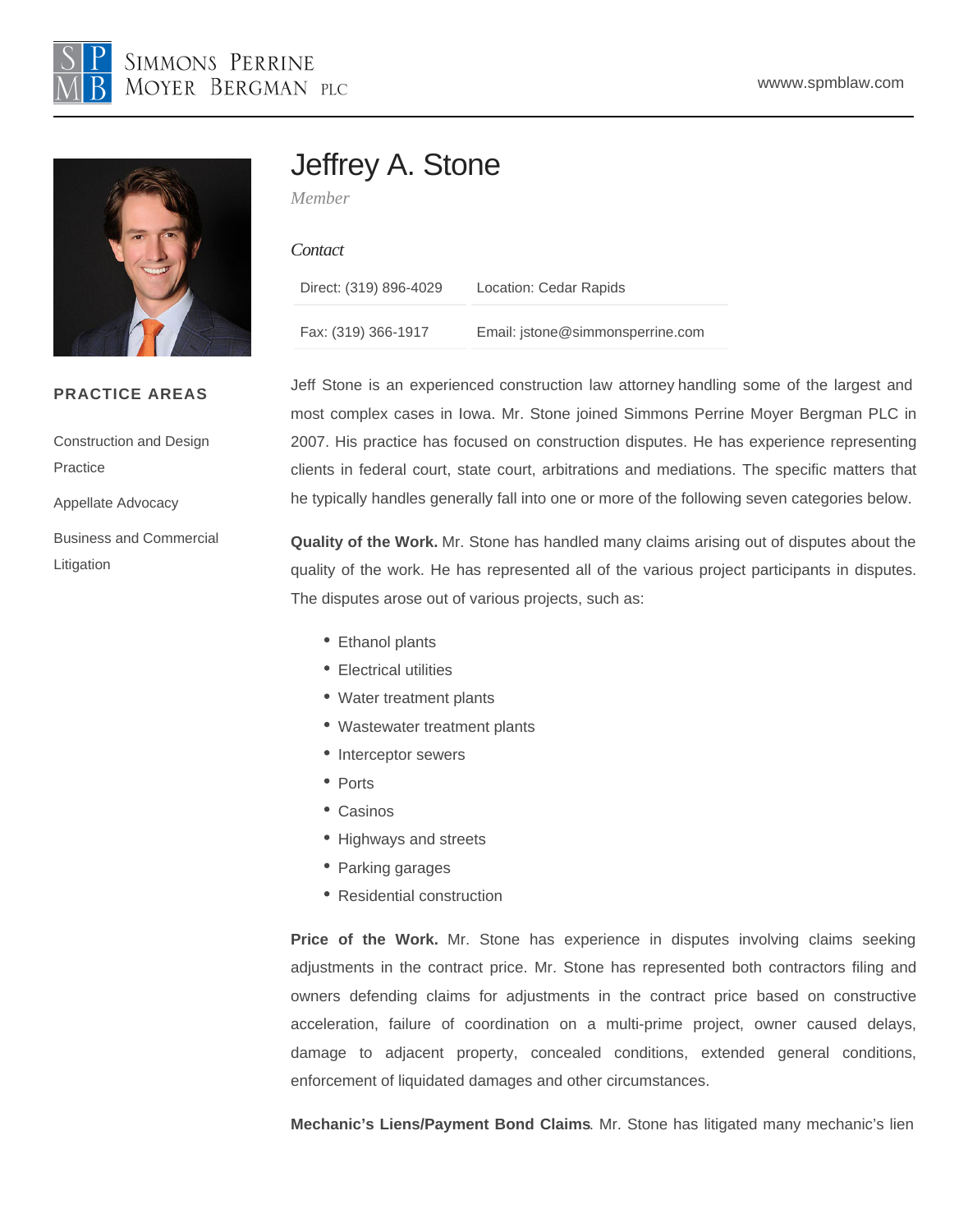SIMMONS PERRINE MOYER BERGMAN PLC

wwww.spmblaw.com

# Jeffrey A. Stone

*Member*

*Contact*

| Direct: (319) 896-4029 | Location: Cedar Rapids |
|---|---|
| Fax: (319) 366-1917 | Email: jstone@simmonsperrine.com |

## PRACTICE AREAS

Construction and Design Practice

Appellate Advocacy

Business and Commercial Litigation

Jeff Stone is an experienced construction law attorney handling some of the largest and most complex cases in Iowa. Mr. Stone joined Simmons Perrine Moyer Bergman PLC in 2007. His practice has focused on construction disputes. He has experience representing clients in federal court, state court, arbitrations and mediations. The specific matters that he typically handles generally fall into one or more of the following seven categories below.

**Quality of the Work.** Mr. Stone has handled many claims arising out of disputes about the quality of the work. He has represented all of the various project participants in disputes. The disputes arose out of various projects, such as:

- Ethanol plants
- Electrical utilities
- Water treatment plants
- Wastewater treatment plants
- Interceptor sewers
- Ports
- Casinos
- Highways and streets
- Parking garages
- Residential construction

**Price of the Work.** Mr. Stone has experience in disputes involving claims seeking adjustments in the contract price. Mr. Stone has represented both contractors filing and owners defending claims for adjustments in the contract price based on constructive acceleration, failure of coordination on a multi-prime project, owner caused delays, damage to adjacent property, concealed conditions, extended general conditions, enforcement of liquidated damages and other circumstances.

**Mechanic's Liens/Payment Bond Claims**. Mr. Stone has litigated many mechanic's lien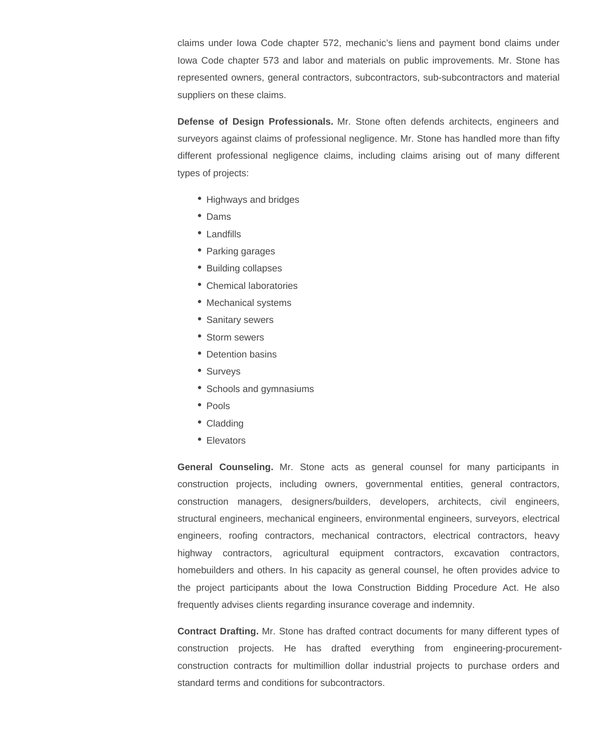claims under Iowa Code chapter 572, mechanic's liens and payment bond claims under Iowa Code chapter 573 and labor and materials on public improvements. Mr. Stone has represented owners, general contractors, subcontractors, sub-subcontractors and material suppliers on these claims.

**Defense of Design Professionals.** Mr. Stone often defends architects, engineers and surveyors against claims of professional negligence. Mr. Stone has handled more than fifty different professional negligence claims, including claims arising out of many different types of projects:

- Highways and bridges
- Dams
- Landfills
- Parking garages
- Building collapses
- Chemical laboratories
- Mechanical systems
- Sanitary sewers
- Storm sewers
- Detention basins
- Surveys
- Schools and gymnasiums
- Pools
- Cladding
- Elevators

**General Counseling.** Mr. Stone acts as general counsel for many participants in construction projects, including owners, governmental entities, general contractors, construction managers, designers/builders, developers, architects, civil engineers, structural engineers, mechanical engineers, environmental engineers, surveyors, electrical engineers, roofing contractors, mechanical contractors, electrical contractors, heavy highway contractors, agricultural equipment contractors, excavation contractors, homebuilders and others. In his capacity as general counsel, he often provides advice to the project participants about the Iowa Construction Bidding Procedure Act. He also frequently advises clients regarding insurance coverage and indemnity.

**Contract Drafting.** Mr. Stone has drafted contract documents for many different types of construction projects. He has drafted everything from engineering-procurement-construction contracts for multimillion dollar industrial projects to purchase orders and standard terms and conditions for subcontractors.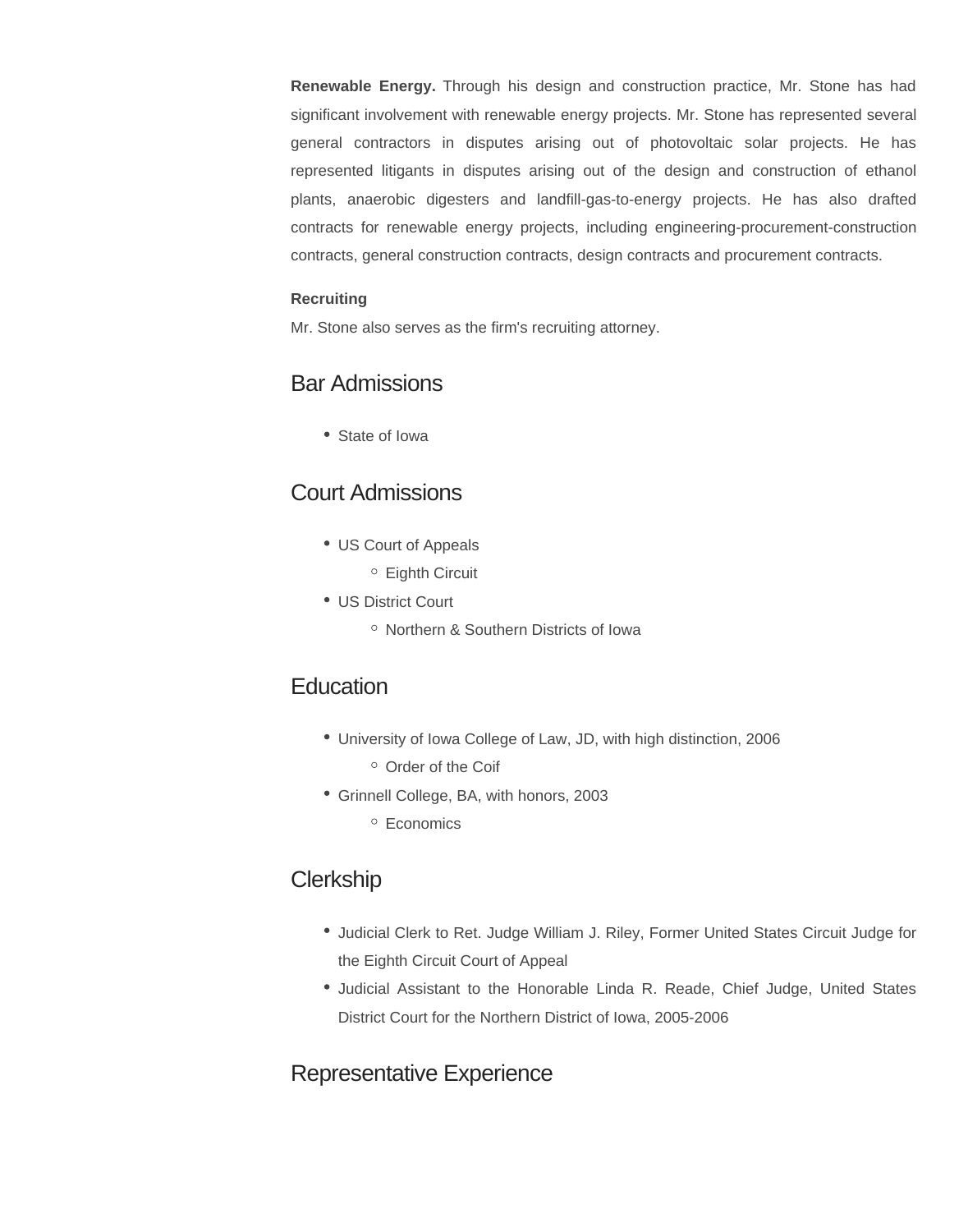**Renewable Energy.** Through his design and construction practice, Mr. Stone has had significant involvement with renewable energy projects. Mr. Stone has represented several general contractors in disputes arising out of photovoltaic solar projects. He has represented litigants in disputes arising out of the design and construction of ethanol plants, anaerobic digesters and landfill-gas-to-energy projects. He has also drafted contracts for renewable energy projects, including engineering-procurement-construction contracts, general construction contracts, design contracts and procurement contracts.

**Recruiting**

Mr. Stone also serves as the firm's recruiting attorney.

## Bar Admissions

- State of Iowa

## Court Admissions

- US Court of Appeals
  - Eighth Circuit
- US District Court
  - Northern & Southern Districts of Iowa

## Education

- University of Iowa College of Law, JD, with high distinction, 2006
  - Order of the Coif
- Grinnell College, BA, with honors, 2003
  - Economics

## Clerkship

- Judicial Clerk to Ret. Judge William J. Riley, Former United States Circuit Judge for the Eighth Circuit Court of Appeal
- Judicial Assistant to the Honorable Linda R. Reade, Chief Judge, United States District Court for the Northern District of Iowa, 2005-2006

## Representative Experience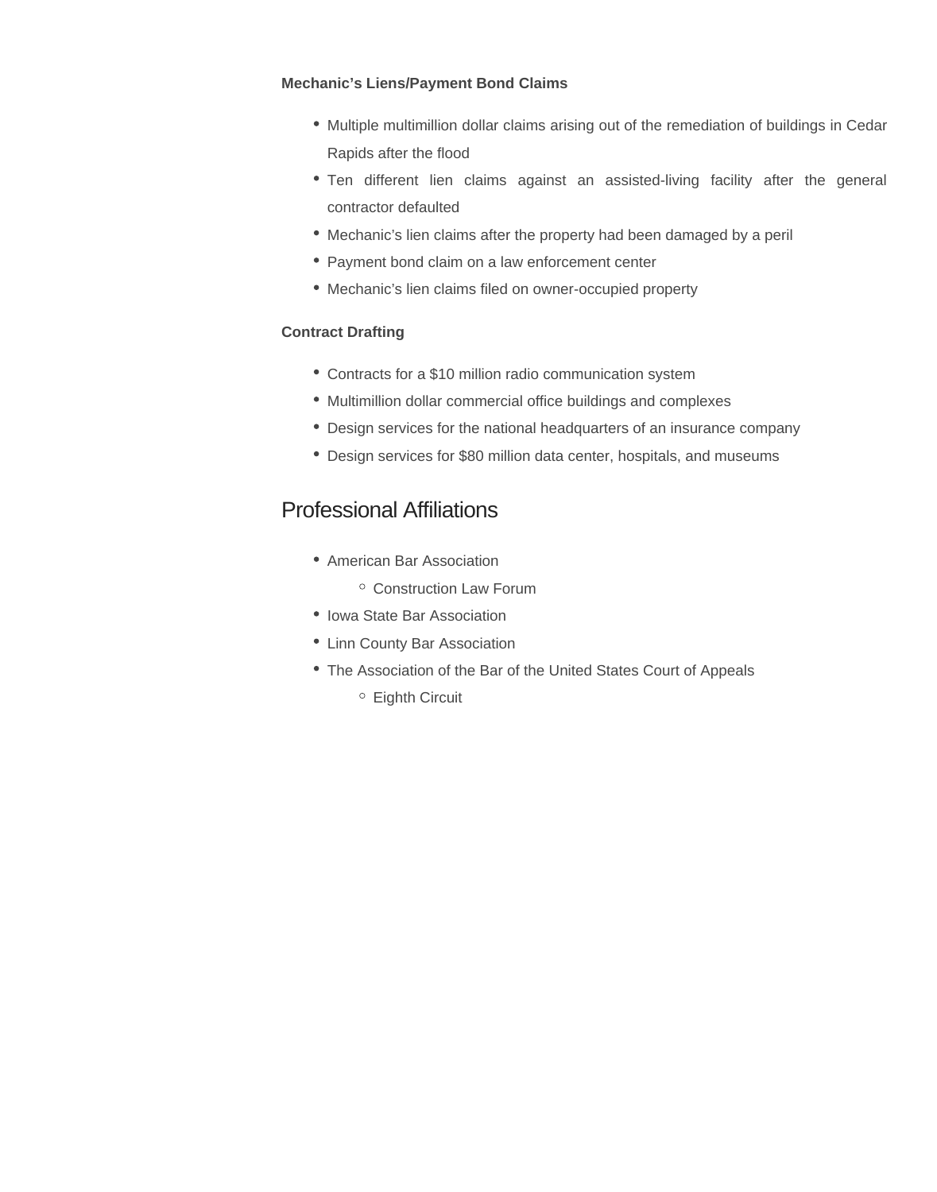### Mechanic's Liens/Payment Bond Claims

- Multiple multimillion dollar claims arising out of the remediation of buildings in Cedar Rapids after the flood
- Ten different lien claims against an assisted-living facility after the general contractor defaulted
- Mechanic's lien claims after the property had been damaged by a peril
- Payment bond claim on a law enforcement center
- Mechanic's lien claims filed on owner-occupied property

### Contract Drafting

- Contracts for a $10 million radio communication system
- Multimillion dollar commercial office buildings and complexes
- Design services for the national headquarters of an insurance company
- Design services for $80 million data center, hospitals, and museums

## Professional Affiliations

- American Bar Association
  - Construction Law Forum
- Iowa State Bar Association
- Linn County Bar Association
- The Association of the Bar of the United States Court of Appeals
  - Eighth Circuit